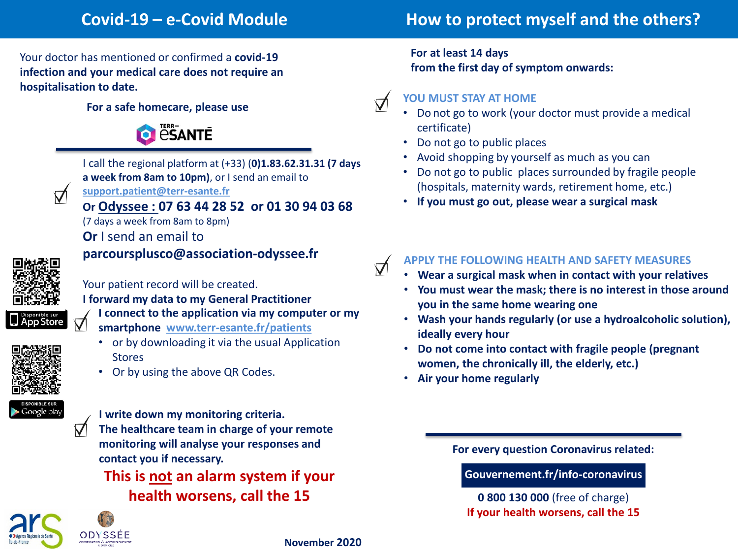## Covid-19 – e-Covid Module

Your doctor has mentioned or confirmed a **covid-19 infection and your medical care does not require an hospitalisation to date.**

**For a safe homecare, please use**

TERR-eSANTÉ

☑ I call the regional platform at (+33) **(0)1.83.62.31.31 (7 days a week from 8am to 10pm)**, or I send an email to support.patient@terr-esante.fr

**Or Odyssee : 07 63 44 28 52 or 01 30 94 03 68**
(7 days a week from 8am to 8pm)
**Or** I send an email to
**parcoursplusco@association-odyssee.fr**

Your patient record will be created.
**I forward my data to my General Practitioner**

☑ **I connect to the application via my computer or my smartphone** www.terr-esante.fr/patients

- or by downloading it via the usual Application Stores
- Or by using the above QR Codes.

Disponible sur App Store

Disponible sur Google play

☑ **I write down my monitoring criteria. The healthcare team in charge of your remote monitoring will analyse your responses and contact you if necessary.**

**This is not an alarm system if your health worsens, call the 15**

## How to protect myself and the others?

**For at least 14 days from the first day of symptom onwards:**

☑ **YOU MUST STAY AT HOME**

- Do not go to work (your doctor must provide a medical certificate)
- Do not go to public places
- Avoid shopping by yourself as much as you can
- Do not go to public places surrounded by fragile people (hospitals, maternity wards, retirement home, etc.)
- **If you must go out, please wear a surgical mask**

☑ **APPLY THE FOLLOWING HEALTH AND SAFETY MEASURES**

- **Wear a surgical mask when in contact with your relatives**
- **You must wear the mask; there is no interest in those around you in the same home wearing one**
- **Wash your hands regularly (or use a hydroalcoholic solution), ideally every hour**
- **Do not come into contact with fragile people (pregnant women, the chronically ill, the elderly, etc.)**
- **Air your home regularly**

**For every question Coronavirus related:**

**Gouvernement.fr/info-coronavirus**

**0 800 130 000** (free of charge)
**If your health worsens, call the 15**

ars Agence Régionale de Santé Île-de-France

ODYSSÉE Coordination & accompagnement à domicile

**November 2020**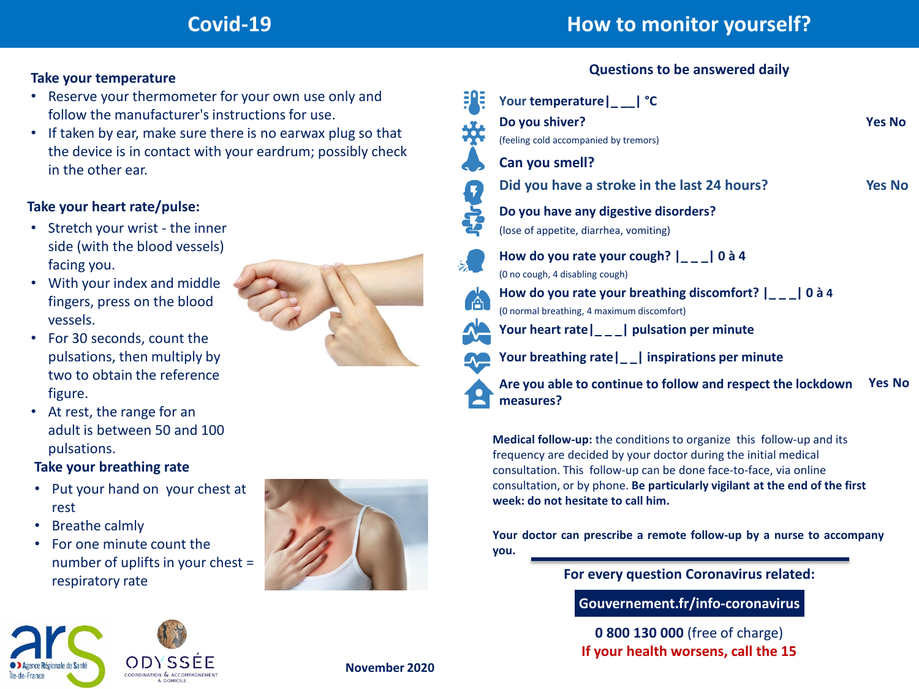# Covid-19

# How to monitor yourself?

### Take your temperature

- Reserve your thermometer for your own use only and follow the manufacturer's instructions for use.
- If taken by ear, make sure there is no earwax plug so that the device is in contact with your eardrum; possibly check in the other ear.

### Take your heart rate/pulse:

- Stretch your wrist - the inner side (with the blood vessels) facing you.
- With your index and middle fingers, press on the blood vessels.
- For 30 seconds, count the pulsations, then multiply by two to obtain the reference figure.
- At rest, the range for an adult is between 50 and 100 pulsations.

### Take your breathing rate

- Put your hand on your chest at rest
- Breathe calmly
- For one minute count the number of uplifts in your chest = respiratory rate

### Questions to be answered daily

**Your temperature |_ __| °C**

**Do you shiver?** **Yes No**
(feeling cold accompanied by tremors)

**Can you smell?**

**Did you have a stroke in the last 24 hours?** **Yes No**

**Do you have any digestive disorders?**
(lose of appetite, diarrhea, vomiting)

**How do you rate your cough? |_ _ _| 0 à 4**
(0 no cough, 4 disabling cough)

**How do you rate your breathing discomfort? |_ _ _| 0 à 4**
(0 normal breathing, 4 maximum discomfort)

**Your heart rate |_ _ _| pulsation per minute**

**Your breathing rate |_ _| inspirations per minute**

**Are you able to continue to follow and respect the lockdown measures?** **Yes No**

**Medical follow-up:** the conditions to organize this follow-up and its frequency are decided by your doctor during the initial medical consultation. This follow-up can be done face-to-face, via online consultation, or by phone. **Be particularly vigilant at the end of the first week: do not hesitate to call him.**

**Your doctor can prescribe a remote follow-up by a nurse to accompany you.**

**For every question Coronavirus related:**

**Gouvernement.fr/info-coronavirus**

**0 800 130 000** (free of charge)

**If your health worsens, call the 15**

ars Agence Régionale de Santé Île-de-France

ODYSSÉE COORDINATION & ACCOMPAGNEMENT À DOMICILE

**November 2020**